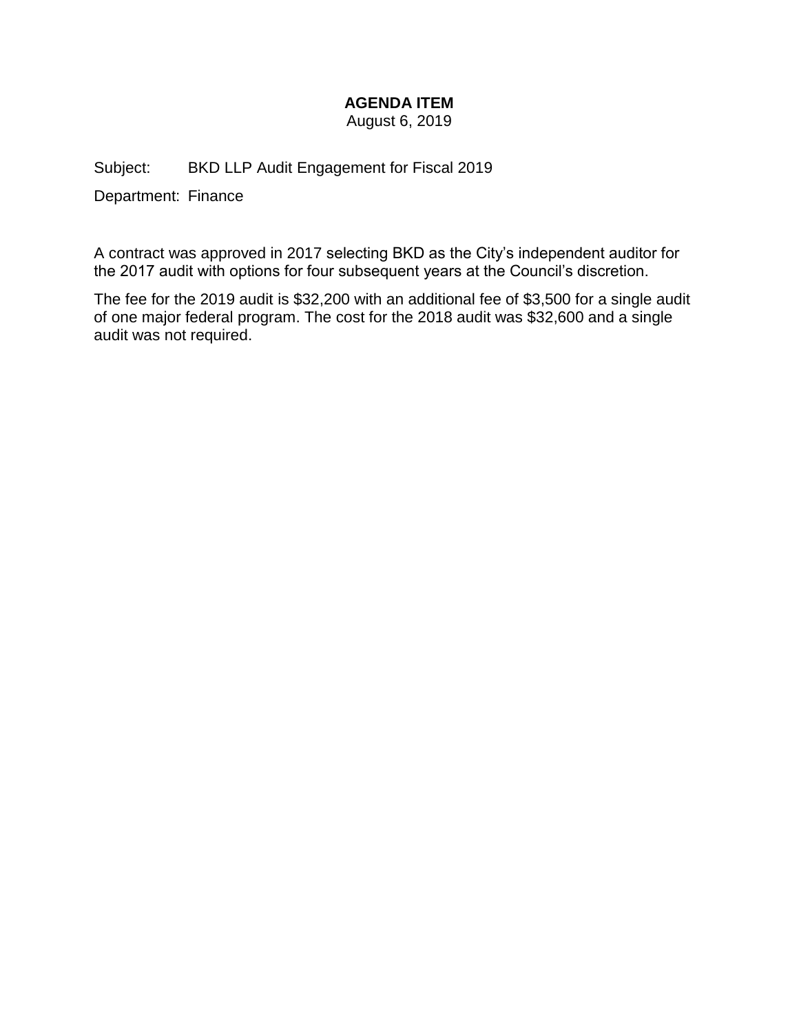**AGENDA ITEM**

August 6, 2019

Subject: BKD LLP Audit Engagement for Fiscal 2019

Department: Finance

A contract was approved in 2017 selecting BKD as the City's independent auditor for the 2017 audit with options for four subsequent years at the Council's discretion.

The fee for the 2019 audit is $32,200 with an additional fee of $3,500 for a single audit of one major federal program. The cost for the 2018 audit was $32,600 and a single audit was not required.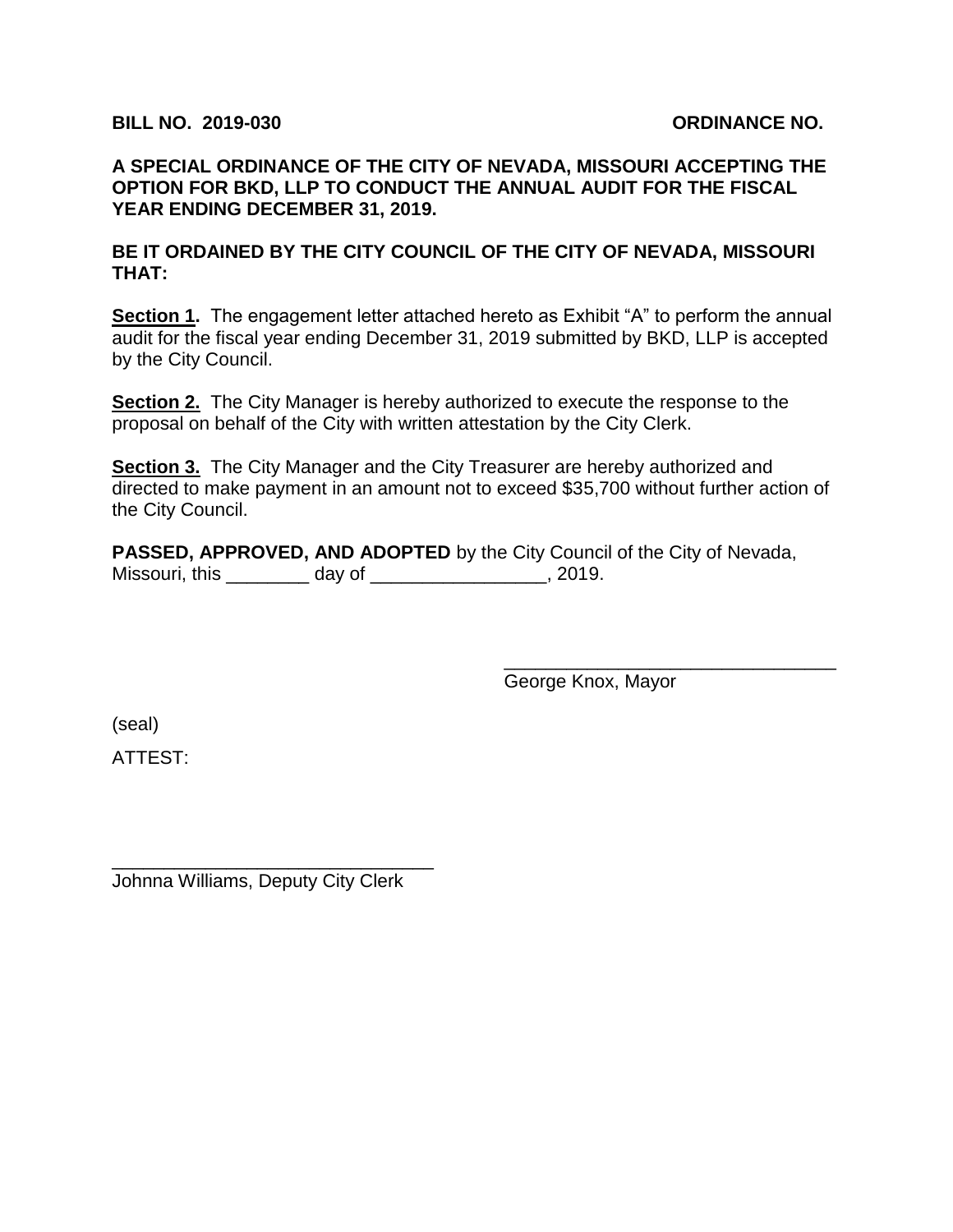**BILL NO. 2019-030** **ORDINANCE NO.**

**A SPECIAL ORDINANCE OF THE CITY OF NEVADA, MISSOURI ACCEPTING THE OPTION FOR BKD, LLP TO CONDUCT THE ANNUAL AUDIT FOR THE FISCAL YEAR ENDING DECEMBER 31, 2019.**

**BE IT ORDAINED BY THE CITY COUNCIL OF THE CITY OF NEVADA, MISSOURI THAT:**

**Section 1.** The engagement letter attached hereto as Exhibit "A" to perform the annual audit for the fiscal year ending December 31, 2019 submitted by BKD, LLP is accepted by the City Council.

**Section 2.** The City Manager is hereby authorized to execute the response to the proposal on behalf of the City with written attestation by the City Clerk.

**Section 3.** The City Manager and the City Treasurer are hereby authorized and directed to make payment in an amount not to exceed $35,700 without further action of the City Council.

**PASSED, APPROVED, AND ADOPTED** by the City Council of the City of Nevada, Missouri, this ________ day of _________________, 2019.

________________________________
George Knox, Mayor

(seal)

ATTEST:

________________________________
Johnna Williams, Deputy City Clerk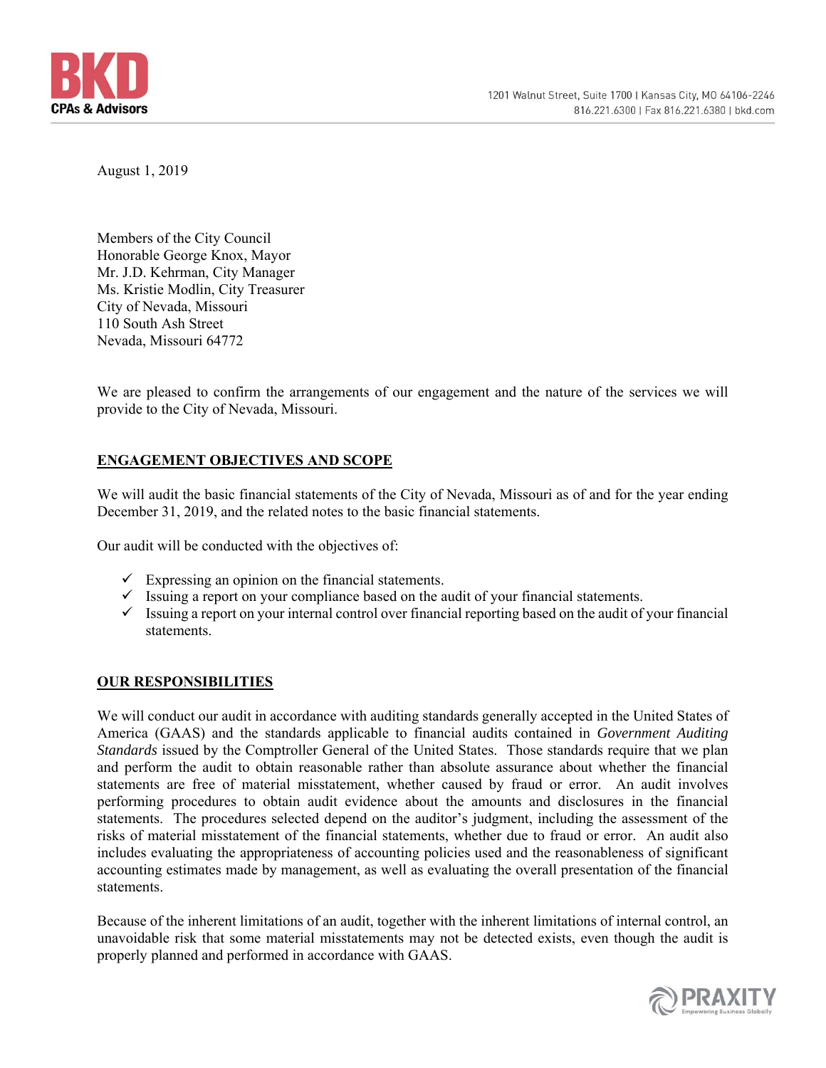August 1, 2019

Members of the City Council
Honorable George Knox, Mayor
Mr. J.D. Kehrman, City Manager
Ms. Kristie Modlin, City Treasurer
City of Nevada, Missouri
110 South Ash Street
Nevada, Missouri 64772

We are pleased to confirm the arrangements of our engagement and the nature of the services we will provide to the City of Nevada, Missouri.

## ENGAGEMENT OBJECTIVES AND SCOPE

We will audit the basic financial statements of the City of Nevada, Missouri as of and for the year ending December 31, 2019, and the related notes to the basic financial statements.

Our audit will be conducted with the objectives of:

- ✓ Expressing an opinion on the financial statements.
- ✓ Issuing a report on your compliance based on the audit of your financial statements.
- ✓ Issuing a report on your internal control over financial reporting based on the audit of your financial statements.

## OUR RESPONSIBILITIES

We will conduct our audit in accordance with auditing standards generally accepted in the United States of America (GAAS) and the standards applicable to financial audits contained in *Government Auditing Standards* issued by the Comptroller General of the United States. Those standards require that we plan and perform the audit to obtain reasonable rather than absolute assurance about whether the financial statements are free of material misstatement, whether caused by fraud or error. An audit involves performing procedures to obtain audit evidence about the amounts and disclosures in the financial statements. The procedures selected depend on the auditor's judgment, including the assessment of the risks of material misstatement of the financial statements, whether due to fraud or error. An audit also includes evaluating the appropriateness of accounting policies used and the reasonableness of significant accounting estimates made by management, as well as evaluating the overall presentation of the financial statements.

Because of the inherent limitations of an audit, together with the inherent limitations of internal control, an unavoidable risk that some material misstatements may not be detected exists, even though the audit is properly planned and performed in accordance with GAAS.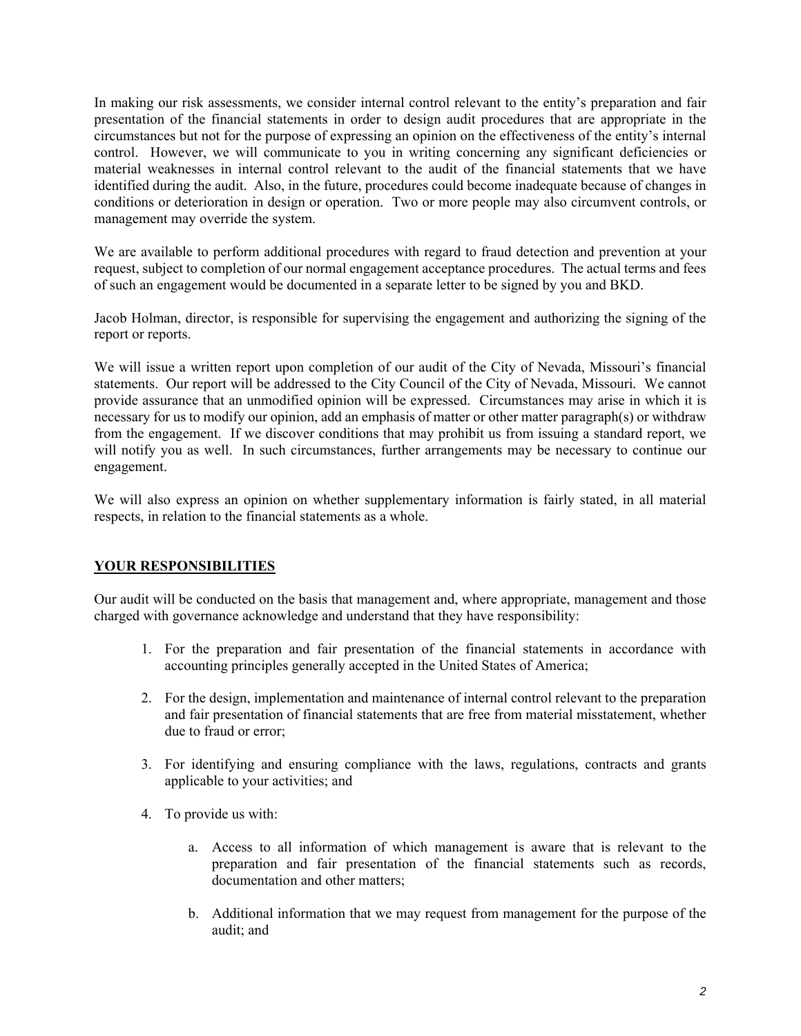In making our risk assessments, we consider internal control relevant to the entity's preparation and fair presentation of the financial statements in order to design audit procedures that are appropriate in the circumstances but not for the purpose of expressing an opinion on the effectiveness of the entity's internal control. However, we will communicate to you in writing concerning any significant deficiencies or material weaknesses in internal control relevant to the audit of the financial statements that we have identified during the audit. Also, in the future, procedures could become inadequate because of changes in conditions or deterioration in design or operation. Two or more people may also circumvent controls, or management may override the system.

We are available to perform additional procedures with regard to fraud detection and prevention at your request, subject to completion of our normal engagement acceptance procedures. The actual terms and fees of such an engagement would be documented in a separate letter to be signed by you and BKD.

Jacob Holman, director, is responsible for supervising the engagement and authorizing the signing of the report or reports.

We will issue a written report upon completion of our audit of the City of Nevada, Missouri's financial statements. Our report will be addressed to the City Council of the City of Nevada, Missouri. We cannot provide assurance that an unmodified opinion will be expressed. Circumstances may arise in which it is necessary for us to modify our opinion, add an emphasis of matter or other matter paragraph(s) or withdraw from the engagement. If we discover conditions that may prohibit us from issuing a standard report, we will notify you as well. In such circumstances, further arrangements may be necessary to continue our engagement.

We will also express an opinion on whether supplementary information is fairly stated, in all material respects, in relation to the financial statements as a whole.

## YOUR RESPONSIBILITIES

Our audit will be conducted on the basis that management and, where appropriate, management and those charged with governance acknowledge and understand that they have responsibility:

1. For the preparation and fair presentation of the financial statements in accordance with accounting principles generally accepted in the United States of America;

2. For the design, implementation and maintenance of internal control relevant to the preparation and fair presentation of financial statements that are free from material misstatement, whether due to fraud or error;

3. For identifying and ensuring compliance with the laws, regulations, contracts and grants applicable to your activities; and

4. To provide us with:

   a. Access to all information of which management is aware that is relevant to the preparation and fair presentation of the financial statements such as records, documentation and other matters;

   b. Additional information that we may request from management for the purpose of the audit; and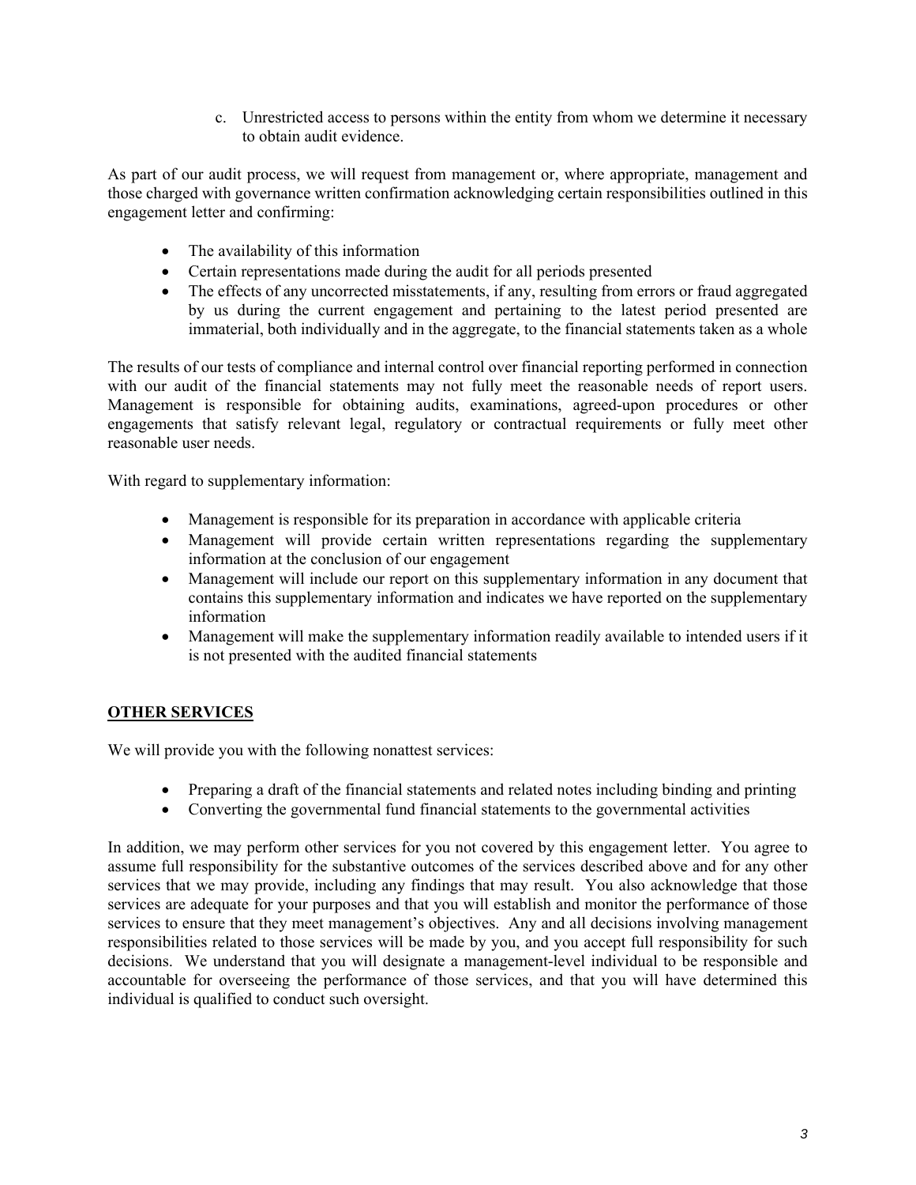c. Unrestricted access to persons within the entity from whom we determine it necessary to obtain audit evidence.

As part of our audit process, we will request from management or, where appropriate, management and those charged with governance written confirmation acknowledging certain responsibilities outlined in this engagement letter and confirming:

- The availability of this information
- Certain representations made during the audit for all periods presented
- The effects of any uncorrected misstatements, if any, resulting from errors or fraud aggregated by us during the current engagement and pertaining to the latest period presented are immaterial, both individually and in the aggregate, to the financial statements taken as a whole

The results of our tests of compliance and internal control over financial reporting performed in connection with our audit of the financial statements may not fully meet the reasonable needs of report users. Management is responsible for obtaining audits, examinations, agreed-upon procedures or other engagements that satisfy relevant legal, regulatory or contractual requirements or fully meet other reasonable user needs.

With regard to supplementary information:

- Management is responsible for its preparation in accordance with applicable criteria
- Management will provide certain written representations regarding the supplementary information at the conclusion of our engagement
- Management will include our report on this supplementary information in any document that contains this supplementary information and indicates we have reported on the supplementary information
- Management will make the supplementary information readily available to intended users if it is not presented with the audited financial statements

## OTHER SERVICES

We will provide you with the following nonattest services:

- Preparing a draft of the financial statements and related notes including binding and printing
- Converting the governmental fund financial statements to the governmental activities

In addition, we may perform other services for you not covered by this engagement letter. You agree to assume full responsibility for the substantive outcomes of the services described above and for any other services that we may provide, including any findings that may result. You also acknowledge that those services are adequate for your purposes and that you will establish and monitor the performance of those services to ensure that they meet management's objectives. Any and all decisions involving management responsibilities related to those services will be made by you, and you accept full responsibility for such decisions. We understand that you will designate a management-level individual to be responsible and accountable for overseeing the performance of those services, and that you will have determined this individual is qualified to conduct such oversight.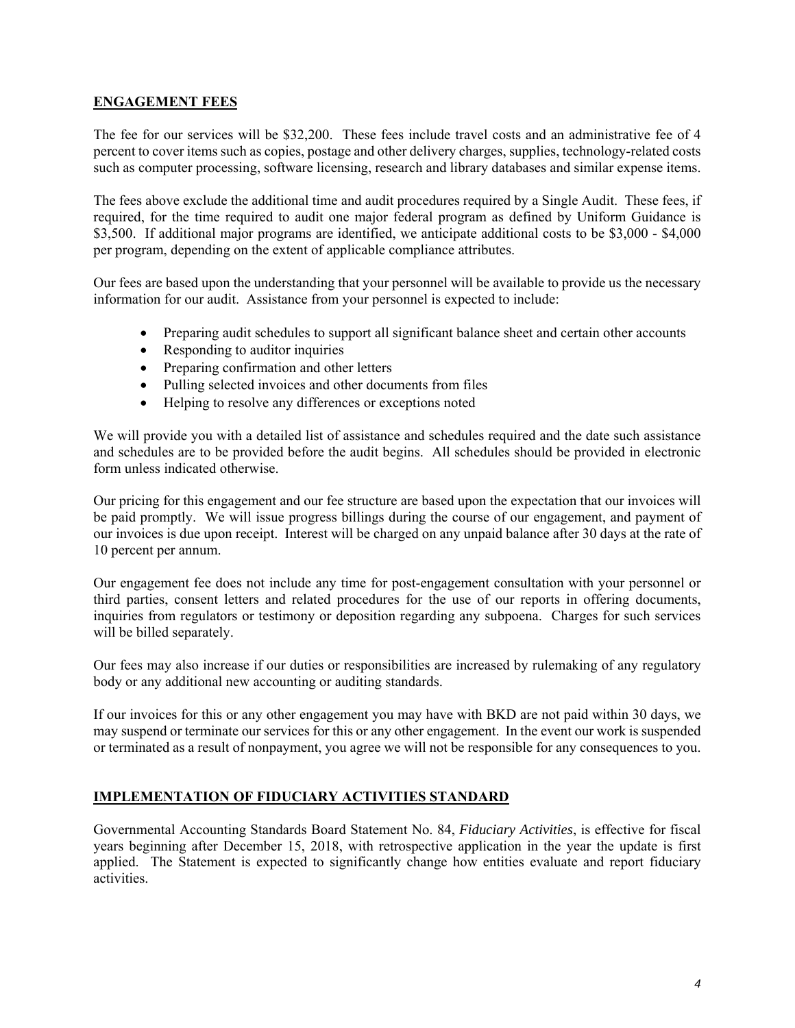## ENGAGEMENT FEES

The fee for our services will be $32,200. These fees include travel costs and an administrative fee of 4 percent to cover items such as copies, postage and other delivery charges, supplies, technology-related costs such as computer processing, software licensing, research and library databases and similar expense items.

The fees above exclude the additional time and audit procedures required by a Single Audit. These fees, if required, for the time required to audit one major federal program as defined by Uniform Guidance is $3,500. If additional major programs are identified, we anticipate additional costs to be $3,000 - $4,000 per program, depending on the extent of applicable compliance attributes.

Our fees are based upon the understanding that your personnel will be available to provide us the necessary information for our audit. Assistance from your personnel is expected to include:

- Preparing audit schedules to support all significant balance sheet and certain other accounts
- Responding to auditor inquiries
- Preparing confirmation and other letters
- Pulling selected invoices and other documents from files
- Helping to resolve any differences or exceptions noted

We will provide you with a detailed list of assistance and schedules required and the date such assistance and schedules are to be provided before the audit begins. All schedules should be provided in electronic form unless indicated otherwise.

Our pricing for this engagement and our fee structure are based upon the expectation that our invoices will be paid promptly. We will issue progress billings during the course of our engagement, and payment of our invoices is due upon receipt. Interest will be charged on any unpaid balance after 30 days at the rate of 10 percent per annum.

Our engagement fee does not include any time for post-engagement consultation with your personnel or third parties, consent letters and related procedures for the use of our reports in offering documents, inquiries from regulators or testimony or deposition regarding any subpoena. Charges for such services will be billed separately.

Our fees may also increase if our duties or responsibilities are increased by rulemaking of any regulatory body or any additional new accounting or auditing standards.

If our invoices for this or any other engagement you may have with BKD are not paid within 30 days, we may suspend or terminate our services for this or any other engagement. In the event our work is suspended or terminated as a result of nonpayment, you agree we will not be responsible for any consequences to you.

## IMPLEMENTATION OF FIDUCIARY ACTIVITIES STANDARD

Governmental Accounting Standards Board Statement No. 84, *Fiduciary Activities*, is effective for fiscal years beginning after December 15, 2018, with retrospective application in the year the update is first applied. The Statement is expected to significantly change how entities evaluate and report fiduciary activities.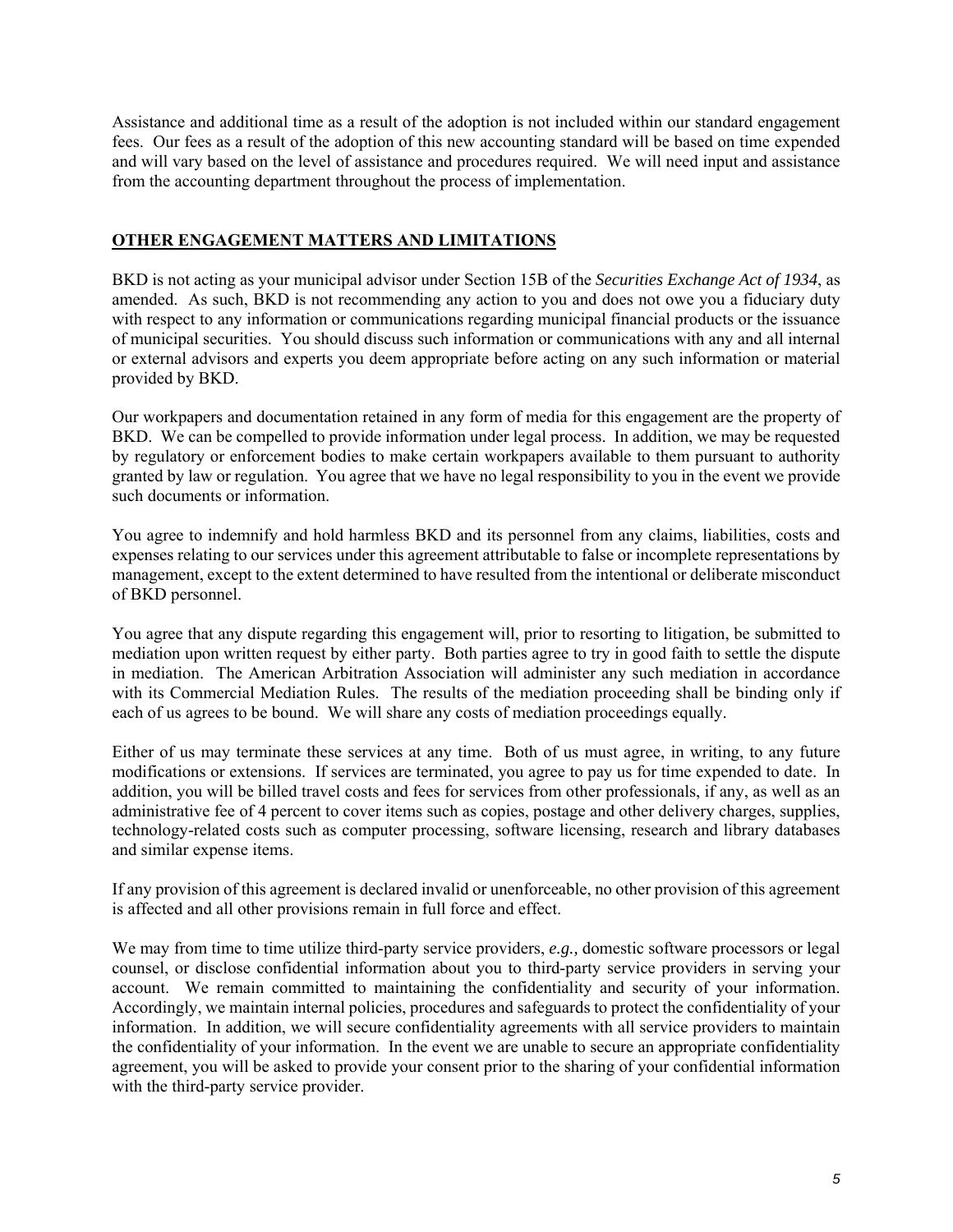Assistance and additional time as a result of the adoption is not included within our standard engagement fees. Our fees as a result of the adoption of this new accounting standard will be based on time expended and will vary based on the level of assistance and procedures required. We will need input and assistance from the accounting department throughout the process of implementation.

## **OTHER ENGAGEMENT MATTERS AND LIMITATIONS**

BKD is not acting as your municipal advisor under Section 15B of the *Securities Exchange Act of 1934*, as amended. As such, BKD is not recommending any action to you and does not owe you a fiduciary duty with respect to any information or communications regarding municipal financial products or the issuance of municipal securities. You should discuss such information or communications with any and all internal or external advisors and experts you deem appropriate before acting on any such information or material provided by BKD.

Our workpapers and documentation retained in any form of media for this engagement are the property of BKD. We can be compelled to provide information under legal process. In addition, we may be requested by regulatory or enforcement bodies to make certain workpapers available to them pursuant to authority granted by law or regulation. You agree that we have no legal responsibility to you in the event we provide such documents or information.

You agree to indemnify and hold harmless BKD and its personnel from any claims, liabilities, costs and expenses relating to our services under this agreement attributable to false or incomplete representations by management, except to the extent determined to have resulted from the intentional or deliberate misconduct of BKD personnel.

You agree that any dispute regarding this engagement will, prior to resorting to litigation, be submitted to mediation upon written request by either party. Both parties agree to try in good faith to settle the dispute in mediation. The American Arbitration Association will administer any such mediation in accordance with its Commercial Mediation Rules. The results of the mediation proceeding shall be binding only if each of us agrees to be bound. We will share any costs of mediation proceedings equally.

Either of us may terminate these services at any time. Both of us must agree, in writing, to any future modifications or extensions. If services are terminated, you agree to pay us for time expended to date. In addition, you will be billed travel costs and fees for services from other professionals, if any, as well as an administrative fee of 4 percent to cover items such as copies, postage and other delivery charges, supplies, technology-related costs such as computer processing, software licensing, research and library databases and similar expense items.

If any provision of this agreement is declared invalid or unenforceable, no other provision of this agreement is affected and all other provisions remain in full force and effect.

We may from time to time utilize third-party service providers, *e.g.,* domestic software processors or legal counsel, or disclose confidential information about you to third-party service providers in serving your account. We remain committed to maintaining the confidentiality and security of your information. Accordingly, we maintain internal policies, procedures and safeguards to protect the confidentiality of your information. In addition, we will secure confidentiality agreements with all service providers to maintain the confidentiality of your information. In the event we are unable to secure an appropriate confidentiality agreement, you will be asked to provide your consent prior to the sharing of your confidential information with the third-party service provider.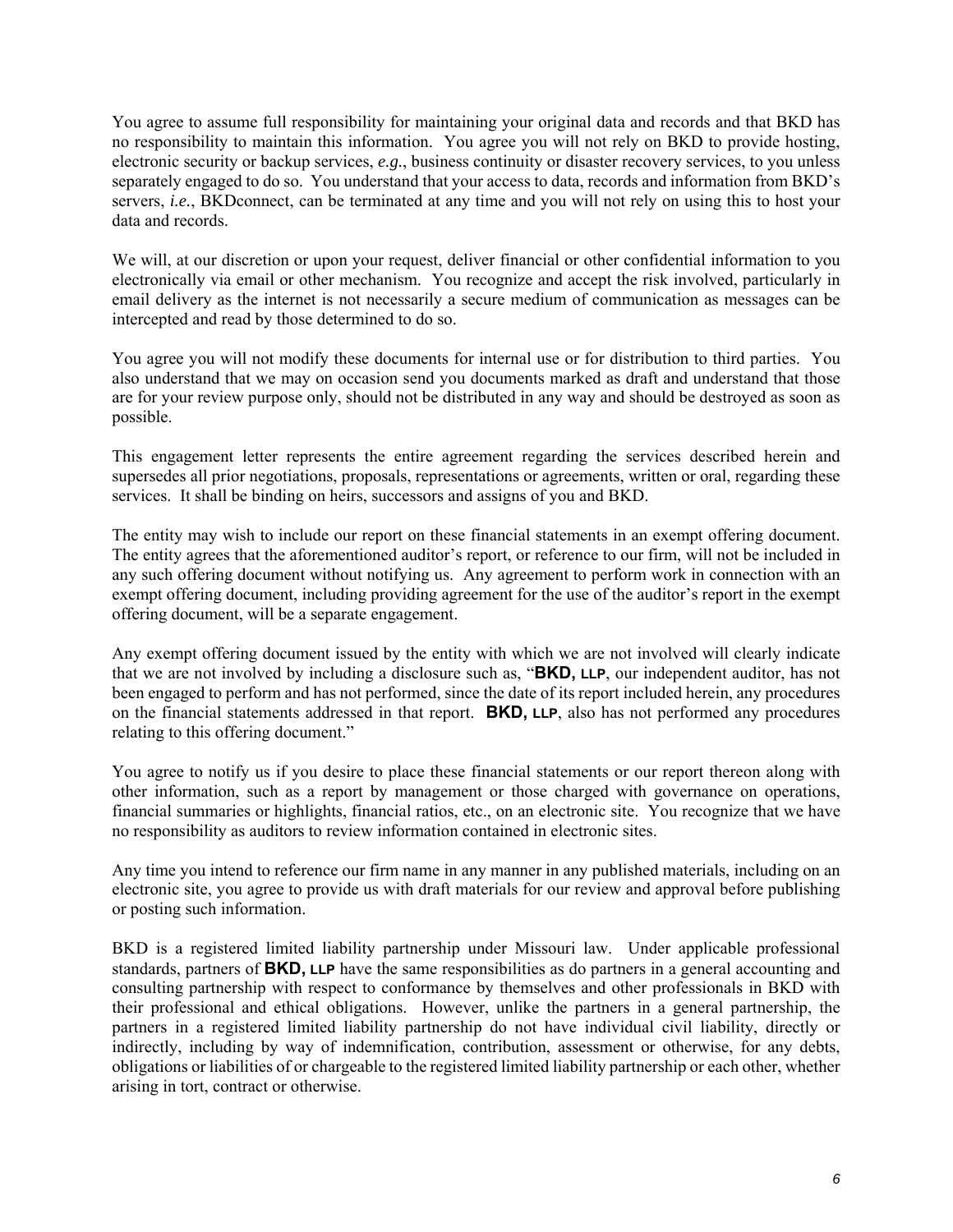You agree to assume full responsibility for maintaining your original data and records and that BKD has no responsibility to maintain this information. You agree you will not rely on BKD to provide hosting, electronic security or backup services, *e.g.*, business continuity or disaster recovery services, to you unless separately engaged to do so. You understand that your access to data, records and information from BKD's servers, *i.e.*, BKDconnect, can be terminated at any time and you will not rely on using this to host your data and records.

We will, at our discretion or upon your request, deliver financial or other confidential information to you electronically via email or other mechanism. You recognize and accept the risk involved, particularly in email delivery as the internet is not necessarily a secure medium of communication as messages can be intercepted and read by those determined to do so.

You agree you will not modify these documents for internal use or for distribution to third parties. You also understand that we may on occasion send you documents marked as draft and understand that those are for your review purpose only, should not be distributed in any way and should be destroyed as soon as possible.

This engagement letter represents the entire agreement regarding the services described herein and supersedes all prior negotiations, proposals, representations or agreements, written or oral, regarding these services. It shall be binding on heirs, successors and assigns of you and BKD.

The entity may wish to include our report on these financial statements in an exempt offering document. The entity agrees that the aforementioned auditor's report, or reference to our firm, will not be included in any such offering document without notifying us. Any agreement to perform work in connection with an exempt offering document, including providing agreement for the use of the auditor's report in the exempt offering document, will be a separate engagement.

Any exempt offering document issued by the entity with which we are not involved will clearly indicate that we are not involved by including a disclosure such as, "**BKD, LLP**, our independent auditor, has not been engaged to perform and has not performed, since the date of its report included herein, any procedures on the financial statements addressed in that report. **BKD, LLP**, also has not performed any procedures relating to this offering document."

You agree to notify us if you desire to place these financial statements or our report thereon along with other information, such as a report by management or those charged with governance on operations, financial summaries or highlights, financial ratios, etc., on an electronic site. You recognize that we have no responsibility as auditors to review information contained in electronic sites.

Any time you intend to reference our firm name in any manner in any published materials, including on an electronic site, you agree to provide us with draft materials for our review and approval before publishing or posting such information.

BKD is a registered limited liability partnership under Missouri law. Under applicable professional standards, partners of **BKD, LLP** have the same responsibilities as do partners in a general accounting and consulting partnership with respect to conformance by themselves and other professionals in BKD with their professional and ethical obligations. However, unlike the partners in a general partnership, the partners in a registered limited liability partnership do not have individual civil liability, directly or indirectly, including by way of indemnification, contribution, assessment or otherwise, for any debts, obligations or liabilities of or chargeable to the registered limited liability partnership or each other, whether arising in tort, contract or otherwise.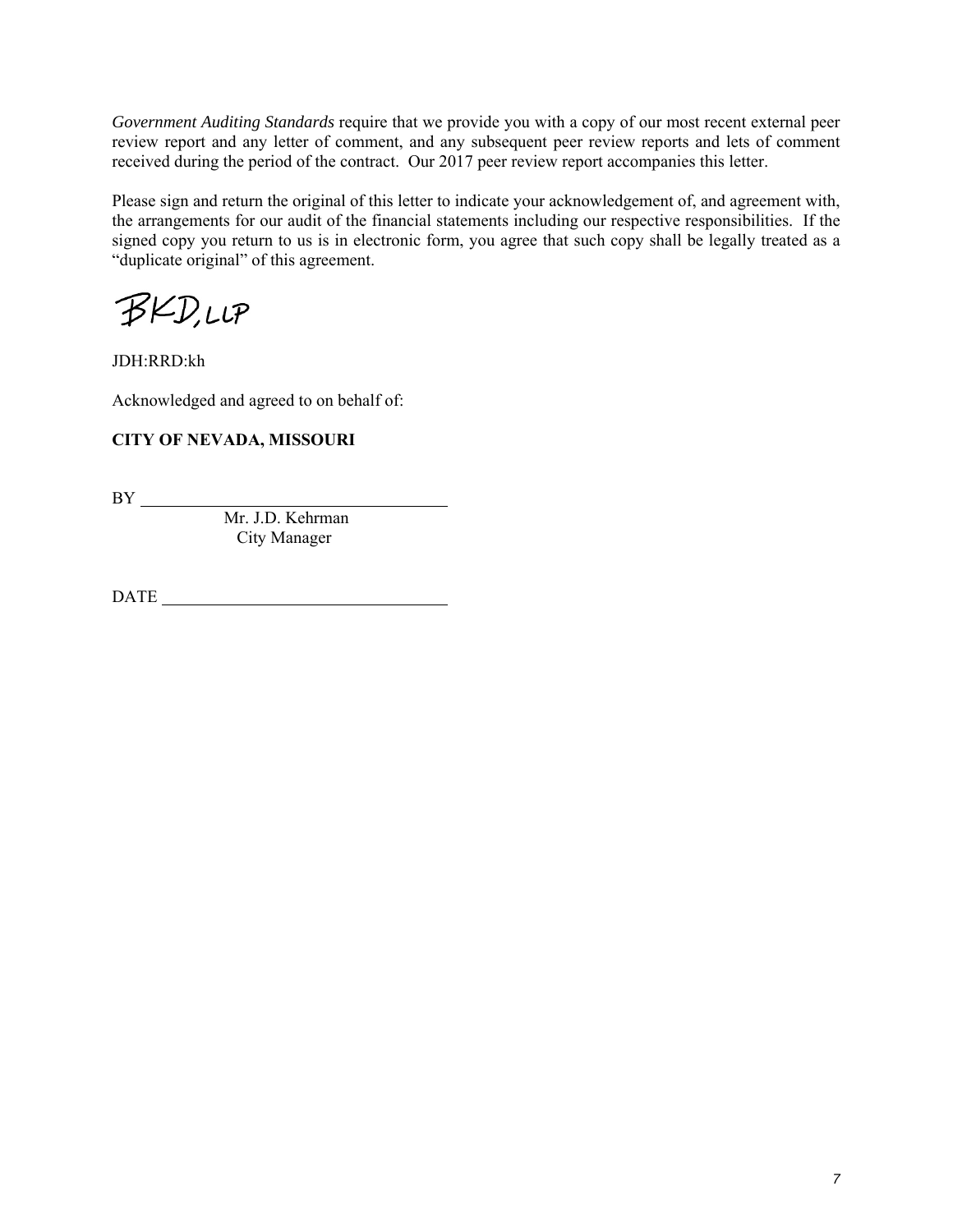*Government Auditing Standards* require that we provide you with a copy of our most recent external peer review report and any letter of comment, and any subsequent peer review reports and lets of comment received during the period of the contract. Our 2017 peer review report accompanies this letter.

Please sign and return the original of this letter to indicate your acknowledgement of, and agreement with, the arrangements for our audit of the financial statements including our respective responsibilities. If the signed copy you return to us is in electronic form, you agree that such copy shall be legally treated as a "duplicate original" of this agreement.

BKD, LLP

JDH:RRD:kh

Acknowledged and agreed to on behalf of:

**CITY OF NEVADA, MISSOURI**

BY ___________________________________

Mr. J.D. Kehrman
City Manager

DATE ___________________________________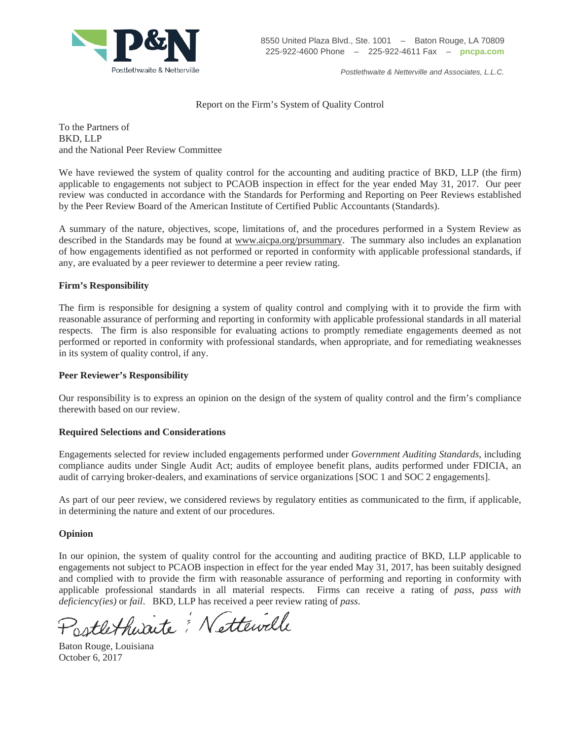P&N
Postlethwaite & Netterville

8550 United Plaza Blvd., Ste. 1001 – Baton Rouge, LA 70809
225-922-4600 Phone – 225-922-4611 Fax – pncpa.com

*Postlethwaite & Netterville and Associates, L.L.C.*

Report on the Firm's System of Quality Control

To the Partners of
BKD, LLP
and the National Peer Review Committee

We have reviewed the system of quality control for the accounting and auditing practice of BKD, LLP (the firm) applicable to engagements not subject to PCAOB inspection in effect for the year ended May 31, 2017. Our peer review was conducted in accordance with the Standards for Performing and Reporting on Peer Reviews established by the Peer Review Board of the American Institute of Certified Public Accountants (Standards).

A summary of the nature, objectives, scope, limitations of, and the procedures performed in a System Review as described in the Standards may be found at www.aicpa.org/prsummary. The summary also includes an explanation of how engagements identified as not performed or reported in conformity with applicable professional standards, if any, are evaluated by a peer reviewer to determine a peer review rating.

**Firm's Responsibility**

The firm is responsible for designing a system of quality control and complying with it to provide the firm with reasonable assurance of performing and reporting in conformity with applicable professional standards in all material respects. The firm is also responsible for evaluating actions to promptly remediate engagements deemed as not performed or reported in conformity with professional standards, when appropriate, and for remediating weaknesses in its system of quality control, if any.

**Peer Reviewer's Responsibility**

Our responsibility is to express an opinion on the design of the system of quality control and the firm's compliance therewith based on our review.

**Required Selections and Considerations**

Engagements selected for review included engagements performed under *Government Auditing Standards*, including compliance audits under Single Audit Act; audits of employee benefit plans, audits performed under FDICIA, an audit of carrying broker-dealers, and examinations of service organizations [SOC 1 and SOC 2 engagements].

As part of our peer review, we considered reviews by regulatory entities as communicated to the firm, if applicable, in determining the nature and extent of our procedures.

**Opinion**

In our opinion, the system of quality control for the accounting and auditing practice of BKD, LLP applicable to engagements not subject to PCAOB inspection in effect for the year ended May 31, 2017, has been suitably designed and complied with to provide the firm with reasonable assurance of performing and reporting in conformity with applicable professional standards in all material respects. Firms can receive a rating of *pass*, *pass with deficiency(ies)* or *fail*. BKD, LLP has received a peer review rating of *pass*.

Postlethwaite & Netterville

Baton Rouge, Louisiana
October 6, 2017